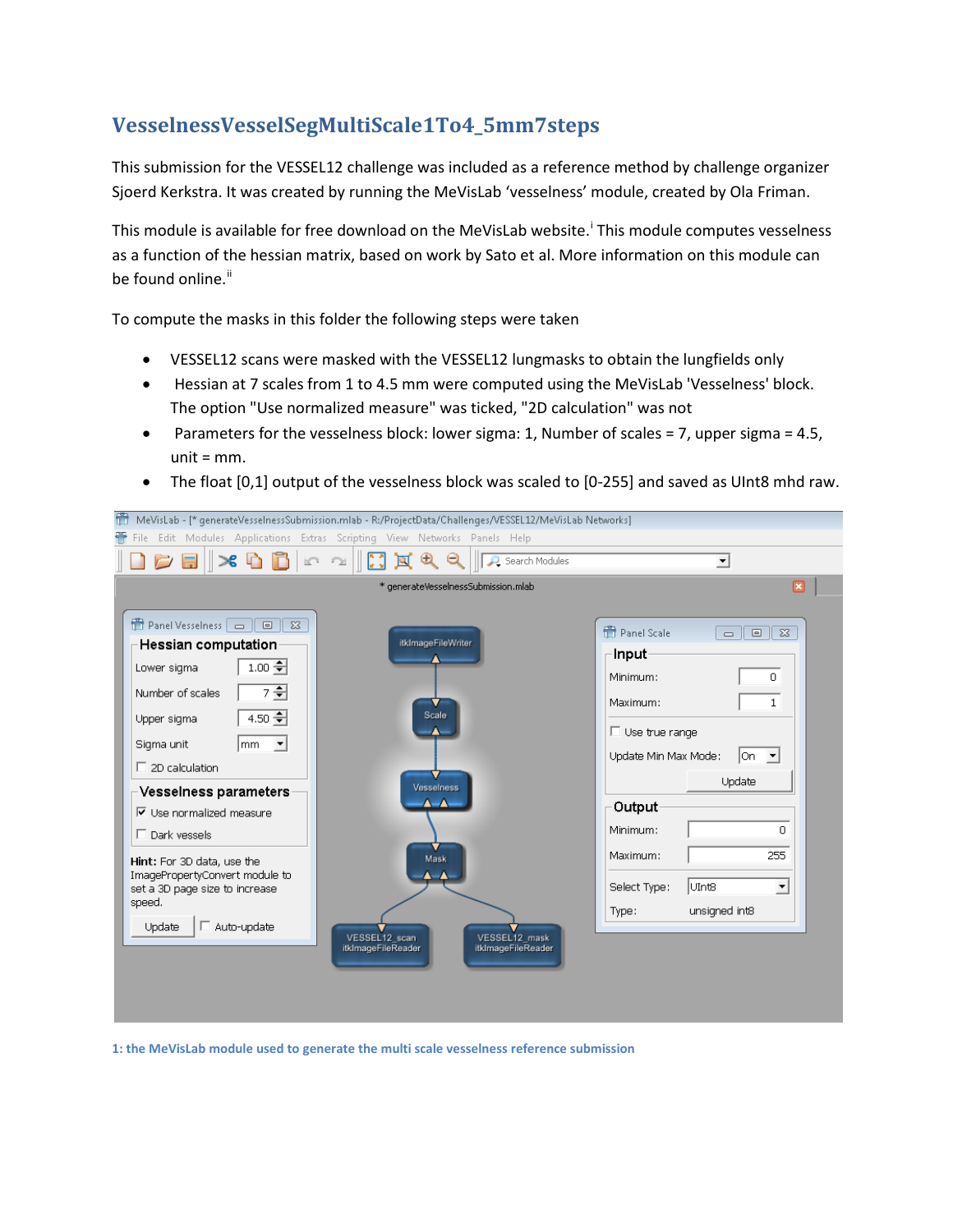## VesselnessVesselSegMultiScale1To4_5mm7steps

This submission for the VESSEL12 challenge was included as a reference method by challenge organizer Sjoerd Kerkstra. It was created by running the MeVisLab 'vesselness' module, created by Ola Friman.

This module is available for free download on the MeVisLab website.[i] This module computes vesselness as a function of the hessian matrix, based on work by Sato et al. More information on this module can be found online.[ii]

To compute the masks in this folder the following steps were taken

- VESSEL12 scans were masked with the VESSEL12 lungmasks to obtain the lungfields only
- Hessian at 7 scales from 1 to 4.5 mm were computed using the MeVisLab 'Vesselness' block. The option "Use normalized measure" was ticked, "2D calculation" was not
- Parameters for the vesselness block: lower sigma: 1, Number of scales = 7, upper sigma = 4.5, unit = mm.
- The float [0,1] output of the vesselness block was scaled to [0-255] and saved as UInt8 mhd raw.

1: the MeVisLab module used to generate the multi scale vesselness reference submission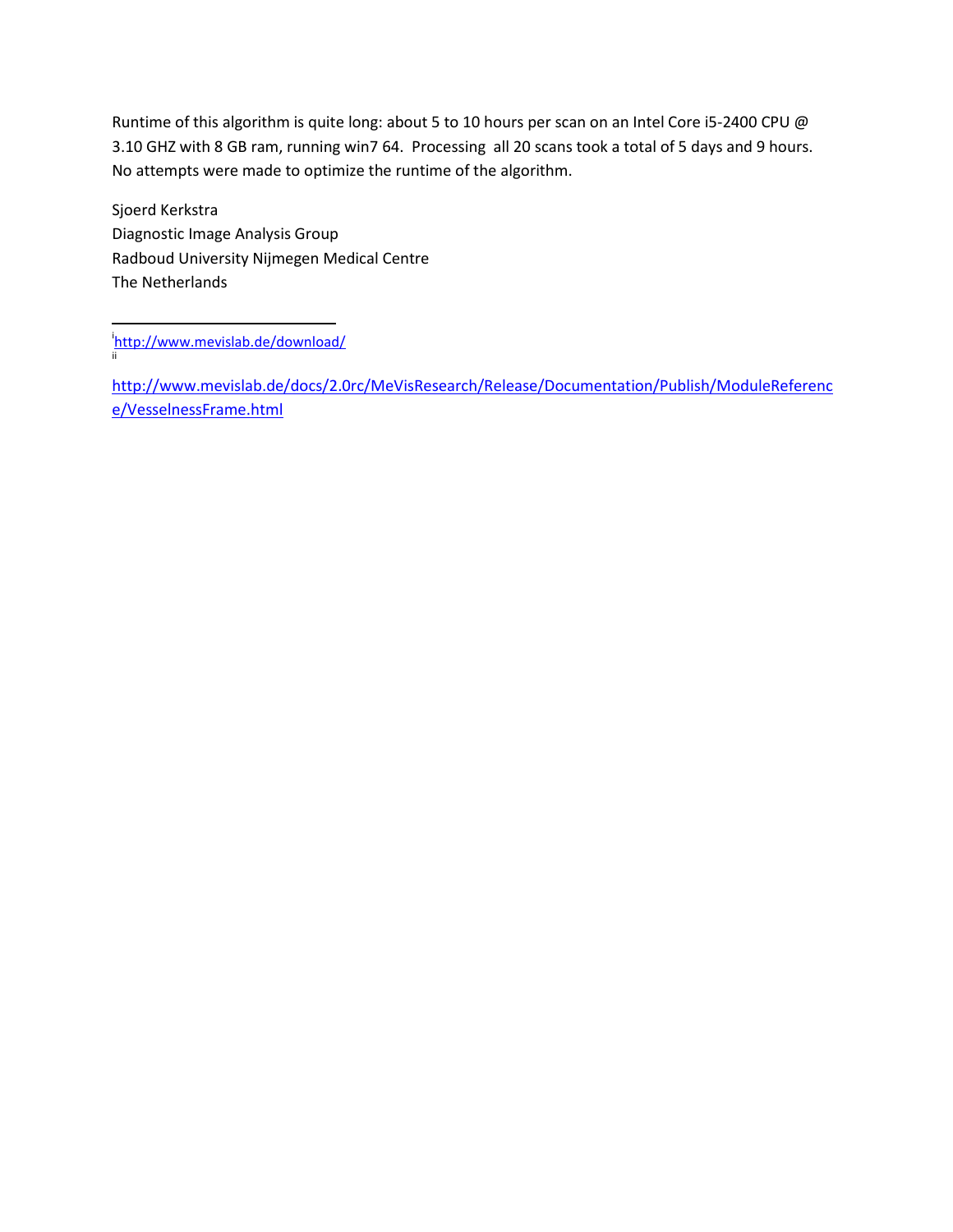Runtime of this algorithm is quite long: about 5 to 10 hours per scan on an Intel Core i5-2400 CPU @ 3.10 GHZ with 8 GB ram, running win7 64. Processing all 20 scans took a total of 5 days and 9 hours. No attempts were made to optimize the runtime of the algorithm.

Sjoerd Kerkstra
Diagnostic Image Analysis Group
Radboud University Nijmegen Medical Centre
The Netherlands

---

[i] http://www.mevislab.de/download/

[ii] http://www.mevislab.de/docs/2.0rc/MeVisResearch/Release/Documentation/Publish/ModuleReference/VesselnessFrame.html